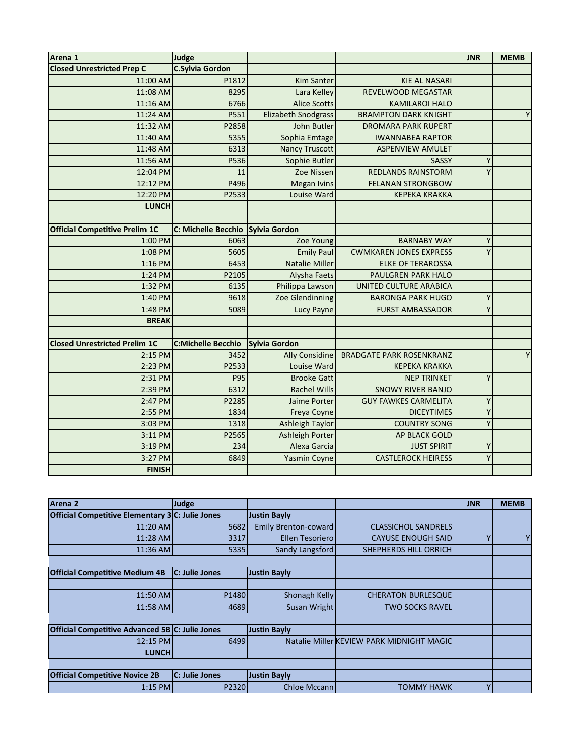| Arena 1 | Judge | | | JNR | MEMB |
|---|---|---|---|---|---|
| **Closed Unrestricted Prep C** | **C.Sylvia Gordon** | | | | |
| 11:00 AM | P1812 | Kim Santer | KIE AL NASARI | | |
| 11:08 AM | 8295 | Lara Kelley | REVELWOOD MEGASTAR | | |
| 11:16 AM | 6766 | Alice Scotts | KAMILAROI HALO | | |
| 11:24 AM | P551 | Elizabeth Snodgrass | BRAMPTON DARK KNIGHT | | Y |
| 11:32 AM | P2858 | John Butler | DROMARA PARK RUPERT | | |
| 11:40 AM | 5355 | Sophia Emtage | IWANNABEA RAPTOR | | |
| 11:48 AM | 6313 | Nancy Truscott | ASPENVIEW AMULET | | |
| 11:56 AM | P536 | Sophie Butler | SASSY | Y | |
| 12:04 PM | 11 | Zoe Nissen | REDLANDS RAINSTORM | Y | |
| 12:12 PM | P496 | Megan Ivins | FELANAN STRONGBOW | | |
| 12:20 PM | P2533 | Louise Ward | KEPEKA KRAKKA | | |
| **LUNCH** | | | | | |
| | | | | | |
| **Official Competitive Prelim 1C** | **C: Michelle Becchio** | **Sylvia Gordon** | | | |
| 1:00 PM | 6063 | Zoe Young | BARNABY WAY | Y | |
| 1:08 PM | 5605 | Emily Paul | CWMKAREN JONES EXPRESS | Y | |
| 1:16 PM | 6453 | Natalie Miller | ELKE OF TERAROSSA | | |
| 1:24 PM | P2105 | Alysha Faets | PAULGREN PARK HALO | | |
| 1:32 PM | 6135 | Philippa Lawson | UNITED CULTURE ARABICA | | |
| 1:40 PM | 9618 | Zoe Glendinning | BARONGA PARK HUGO | Y | |
| 1:48 PM | 5089 | Lucy Payne | FURST AMBASSADOR | Y | |
| **BREAK** | | | | | |
| | | | | | |
| **Closed Unrestricted Prelim 1C** | **C:Michelle Becchio** | **Sylvia Gordon** | | | |
| 2:15 PM | 3452 | Ally Considine | BRADGATE PARK ROSENKRANZ | | Y |
| 2:23 PM | P2533 | Louise Ward | KEPEKA KRAKKA | | |
| 2:31 PM | P95 | Brooke Gatt | NEP TRINKET | Y | |
| 2:39 PM | 6312 | Rachel Wills | SNOWY RIVER BANJO | | |
| 2:47 PM | P2285 | Jaime Porter | GUY FAWKES CARMELITA | Y | |
| 2:55 PM | 1834 | Freya Coyne | DICEYTIMES | Y | |
| 3:03 PM | 1318 | Ashleigh Taylor | COUNTRY SONG | Y | |
| 3:11 PM | P2565 | Ashleigh Porter | AP BLACK GOLD | | |
| 3:19 PM | 234 | Alexa Garcia | JUST SPIRIT | Y | |
| 3:27 PM | 6849 | Yasmin Coyne | CASTLEROCK HEIRESS | Y | |
| **FINISH** | | | | | |

| Arena 2 | Judge | | | JNR | MEMB |
|---|---|---|---|---|---|
| **Official Competitive Elementary 3** | **C: Julie Jones** | **Justin Bayly** | | | |
| 11:20 AM | 5682 | Emily Brenton-coward | CLASSICHOL SANDRELS | | |
| 11:28 AM | 3317 | Ellen Tesoriero | CAYUSE ENOUGH SAID | Y | Y |
| 11:36 AM | 5335 | Sandy Langsford | SHEPHERDS HILL ORRICH | | |
| | | | | | |
| **Official Competitive Medium 4B** | **C: Julie Jones** | **Justin Bayly** | | | |
| | | | | | |
| 11:50 AM | P1480 | Shonagh Kelly | CHERATON BURLESQUE | | |
| 11:58 AM | 4689 | Susan Wright | TWO SOCKS RAVEL | | |
| | | | | | |
| **Official Competitive Advanced 5B** | **C: Julie Jones** | **Justin Bayly** | | | |
| 12:15 PM | 6499 | Natalie Miller | KEVIEW PARK MIDNIGHT MAGIC | | |
| **LUNCH** | | | | | |
| | | | | | |
| **Official Competitive Novice 2B** | **C: Julie Jones** | **Justin Bayly** | | | |
| 1:15 PM | P2320 | Chloe Mccann | TOMMY HAWK | Y | |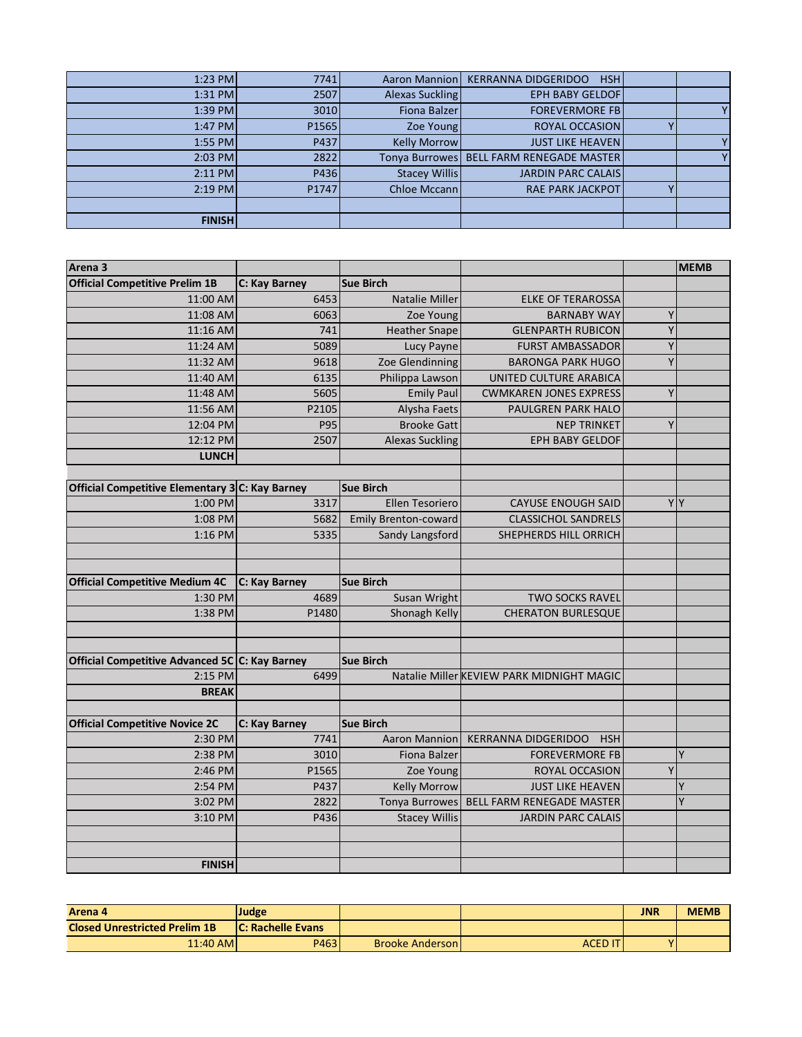| | | | | | |
|---|---|---|---|---|---|
| 1:23 PM | 7741 | Aaron Mannion | KERRANNA DIDGERIDOO HSH | | |
| 1:31 PM | 2507 | Alexas Suckling | EPH BABY GELDOF | | |
| 1:39 PM | 3010 | Fiona Balzer | FOREVERMORE FB | | Y |
| 1:47 PM | P1565 | Zoe Young | ROYAL OCCASION | Y | |
| 1:55 PM | P437 | Kelly Morrow | JUST LIKE HEAVEN | | Y |
| 2:03 PM | 2822 | Tonya Burrowes | BELL FARM RENEGADE MASTER | | Y |
| 2:11 PM | P436 | Stacey Willis | JARDIN PARC CALAIS | | |
| 2:19 PM | P1747 | Chloe Mccann | RAE PARK JACKPOT | Y | |
| | | | | | |
| **FINISH** | | | | | |

| **Arena 3** | | | | | **MEMB** |
|---|---|---|---|---|---|
| **Official Competitive Prelim 1B** | **C: Kay Barney** | **Sue Birch** | | | |
| 11:00 AM | 6453 | Natalie Miller | ELKE OF TERAROSSA | | |
| 11:08 AM | 6063 | Zoe Young | BARNABY WAY | Y | |
| 11:16 AM | 741 | Heather Snape | GLENPARTH RUBICON | Y | |
| 11:24 AM | 5089 | Lucy Payne | FURST AMBASSADOR | Y | |
| 11:32 AM | 9618 | Zoe Glendinning | BARONGA PARK HUGO | Y | |
| 11:40 AM | 6135 | Philippa Lawson | UNITED CULTURE ARABICA | | |
| 11:48 AM | 5605 | Emily Paul | CWMKAREN JONES EXPRESS | Y | |
| 11:56 AM | P2105 | Alysha Faets | PAULGREN PARK HALO | | |
| 12:04 PM | P95 | Brooke Gatt | NEP TRINKET | Y | |
| 12:12 PM | 2507 | Alexas Suckling | EPH BABY GELDOF | | |
| **LUNCH** | | | | | |
| | | | | | |
| **Official Competitive Elementary 3** | **C: Kay Barney** | **Sue Birch** | | | |
| 1:00 PM | 3317 | Ellen Tesoriero | CAYUSE ENOUGH SAID | Y | Y |
| 1:08 PM | 5682 | Emily Brenton-coward | CLASSICHOL SANDRELS | | |
| 1:16 PM | 5335 | Sandy Langsford | SHEPHERDS HILL ORRICH | | |
| | | | | | |
| | | | | | |
| **Official Competitive Medium 4C** | **C: Kay Barney** | **Sue Birch** | | | |
| 1:30 PM | 4689 | Susan Wright | TWO SOCKS RAVEL | | |
| 1:38 PM | P1480 | Shonagh Kelly | CHERATON BURLESQUE | | |
| | | | | | |
| | | | | | |
| **Official Competitive Advanced 5C** | **C: Kay Barney** | **Sue Birch** | | | |
| 2:15 PM | 6499 | Natalie Miller | KEVIEW PARK MIDNIGHT MAGIC | | |
| **BREAK** | | | | | |
| | | | | | |
| **Official Competitive Novice 2C** | **C: Kay Barney** | **Sue Birch** | | | |
| 2:30 PM | 7741 | Aaron Mannion | KERRANNA DIDGERIDOO HSH | | |
| 2:38 PM | 3010 | Fiona Balzer | FOREVERMORE FB | | Y |
| 2:46 PM | P1565 | Zoe Young | ROYAL OCCASION | Y | |
| 2:54 PM | P437 | Kelly Morrow | JUST LIKE HEAVEN | | Y |
| 3:02 PM | 2822 | Tonya Burrowes | BELL FARM RENEGADE MASTER | | Y |
| 3:10 PM | P436 | Stacey Willis | JARDIN PARC CALAIS | | |
| | | | | | |
| | | | | | |
| **FINISH** | | | | | |

| **Arena 4** | **Judge** | | | **JNR** | **MEMB** |
|---|---|---|---|---|---|
| **Closed Unrestricted Prelim 1B** | **C: Rachelle Evans** | | | | |
| 11:40 AM | P463 | Brooke Anderson | ACED IT | Y | |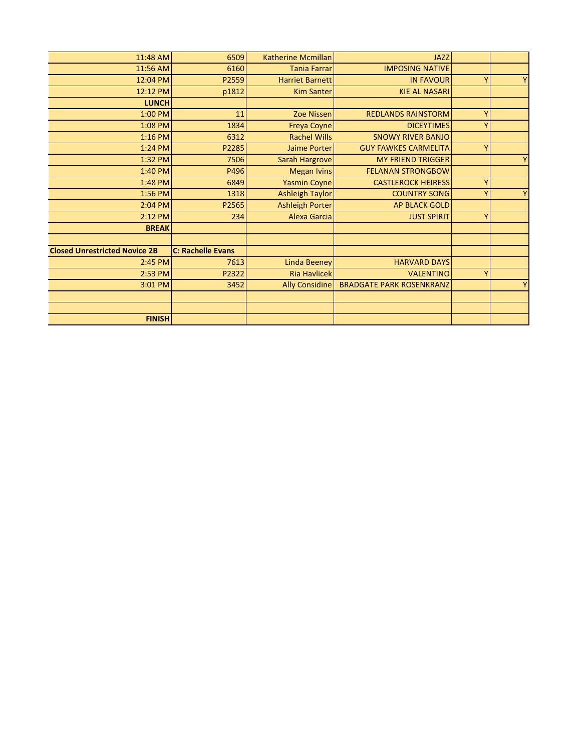| | | | | | |
|---|---|---|---|---|---|
| 11:48 AM | 6509 | Katherine Mcmillan | JAZZ | | |
| 11:56 AM | 6160 | Tania Farrar | IMPOSING NATIVE | | |
| 12:04 PM | P2559 | Harriet Barnett | IN FAVOUR | Y | Y |
| 12:12 PM | p1812 | Kim Santer | KIE AL NASARI | | |
| **LUNCH** | | | | | |
| 1:00 PM | 11 | Zoe Nissen | REDLANDS RAINSTORM | Y | |
| 1:08 PM | 1834 | Freya Coyne | DICEYTIMES | Y | |
| 1:16 PM | 6312 | Rachel Wills | SNOWY RIVER BANJO | | |
| 1:24 PM | P2285 | Jaime Porter | GUY FAWKES CARMELITA | Y | |
| 1:32 PM | 7506 | Sarah Hargrove | MY FRIEND TRIGGER | | Y |
| 1:40 PM | P496 | Megan Ivins | FELANAN STRONGBOW | | |
| 1:48 PM | 6849 | Yasmin Coyne | CASTLEROCK HEIRESS | Y | |
| 1:56 PM | 1318 | Ashleigh Taylor | COUNTRY SONG | Y | Y |
| 2:04 PM | P2565 | Ashleigh Porter | AP BLACK GOLD | | |
| 2:12 PM | 234 | Alexa Garcia | JUST SPIRIT | Y | |
| **BREAK** | | | | | |
| | | | | | |
| **Closed Unrestricted Novice 2B** | **C: Rachelle Evans** | | | | |
| 2:45 PM | 7613 | Linda Beeney | HARVARD DAYS | | |
| 2:53 PM | P2322 | Ria Havlicek | VALENTINO | Y | |
| 3:01 PM | 3452 | Ally Considine | BRADGATE PARK ROSENKRANZ | | Y |
| | | | | | |
| | | | | | |
| **FINISH** | | | | | |